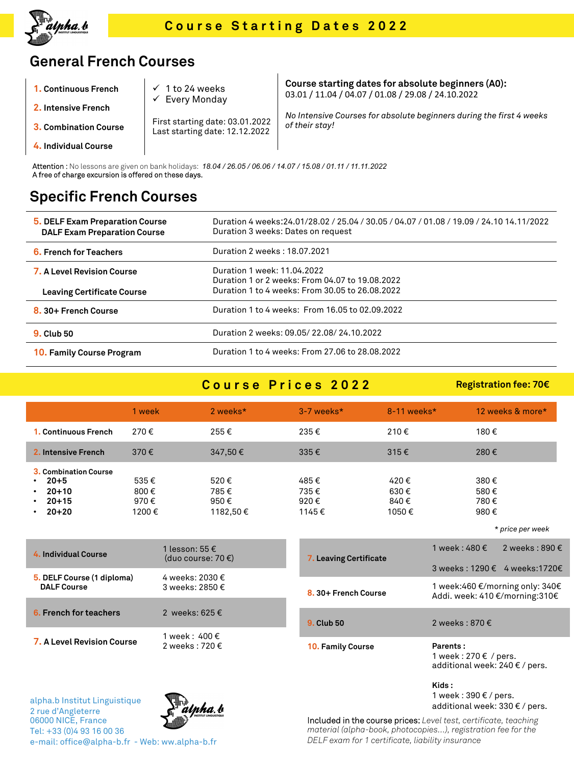# Course Starting Dates 2022

## General French Courses

1. **Continuous French**
2. **Intensive French**
3. **Combination Course**
4. **Individual Course**

- ✓ 1 to 24 weeks
- ✓ Every Monday

First starting date: 03.01.2022
Last starting date: 12.12.2022

**Course starting dates for absolute beginners (A0):**
03.01 / 11.04 / 04.07 / 01.08 / 29.08 / 24.10.2022

*No Intensive Courses for absolute beginners during the first 4 weeks of their stay!*

Attention : No lessons are given on bank holidays: *18.04 / 26.05 / 06.06 / 14.07 / 15.08 / 01.11 / 11.11.2022*
A free of charge excursion is offered on these days.

## Specific French Courses

| | |
|---|---|
| **5. DELF Exam Preparation Course** **DALF Exam Preparation Course** | Duration 4 weeks:24.01/28.02 / 25.04 / 30.05 / 04.07 / 01.08 / 19.09 / 24.10 14.11/2022 Duration 3 weeks: Dates on request |
| **6. French for Teachers** | Duration 2 weeks : 18.07.2021 |
| **7. A Level Revision Course** **Leaving Certificate Course** | Duration 1 week: 11.04.2022 Duration 1 or 2 weeks: From 04.07 to 19.08.2022 Duration 1 to 4 weeks: From 30.05 to 26.08.2022 |
| **8. 30+ French Course** | Duration 1 to 4 weeks: From 16.05 to 02.09.2022 |
| **9. Club 50** | Duration 2 weeks: 09.05/ 22.08/ 24.10.2022 |
| **10. Family Course Program** | Duration 1 to 4 weeks: From 27.06 to 28.08.2022 |

# Course Prices 2022

**Registration fee: 70€**

| | 1 week | 2 weeks* | 3-7 weeks* | 8-11 weeks* | 12 weeks & more* |
|---|---|---|---|---|---|
| **1. Continuous French** | 270 € | 255 € | 235 € | 210 € | 180 € |
| **2. Intensive French** | 370 € | 347,50 € | 335 € | 315 € | 280 € |
| **3. Combination Course** | | | | | |
| • **20+5** | 535 € | 520 € | 485 € | 420 € | 380 € |
| • **20+10** | 800 € | 785 € | 735 € | 630 € | 580 € |
| • **20+15** | 970 € | 950 € | 920 € | 840 € | 780 € |
| • **20+20** | 1200 € | 1182,50 € | 1145 € | 1050 € | 980 € |

*\* price per week*

| | |
|---|---|
| **4. Individual Course** | 1 lesson: 55 € (duo course: 70 €) |
| **5. DELF Course (1 diploma)** **DALF Course** | 4 weeks: 2030 € 3 weeks: 2850 € |
| **6. French for teachers** | 2 weeks: 625 € |
| **7. A Level Revision Course** | 1 week : 400 € 2 weeks : 720 € |

| | |
|---|---|
| **7. Leaving Certificate** | 1 week : 480 € 2 weeks : 890 € 3 weeks : 1290 € 4 weeks:1720€ |
| **8. 30+ French Course** | 1 week:460 €/morning only: 340€ Addi. week: 410 €/morning:310€ |
| **9. Club 50** | 2 weeks : 870 € |
| **10. Family Course** | **Parents :** 1 week : 270 € / pers. additional week: 240 € / pers. **Kids :** 1 week : 390 € / pers. additional week: 330 € / pers. |

Included in the course prices: *Level test, certificate, teaching material (alpha-book, photocopies...), registration fee for the DELF exam for 1 certificate, liability insurance*

alpha.b Institut Linguistique
2 rue d'Angleterre
06000 NICE, France
Tel: +33 (0)4 93 16 00 36
e-mail: office@alpha-b.fr - Web: ww.alpha-b.fr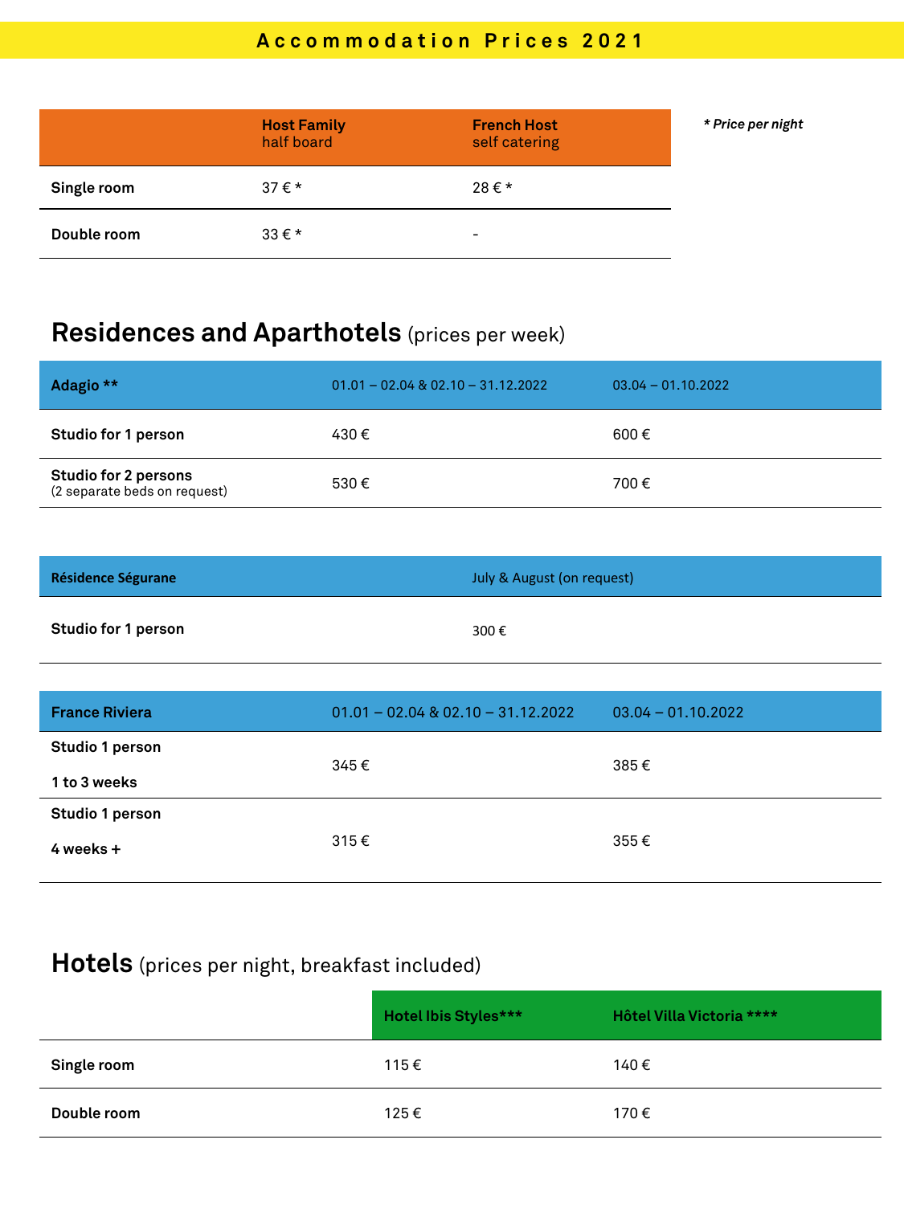# Accommodation Prices 2021

| | **Host Family** half board | **French Host** self catering |
|---|---|---|
| **Single room** | 37 € * | 28 € * |
| **Double room** | 33 € * | - |

*\* Price per night*

## Residences and Aparthotels (prices per week)

| **Adagio \*\*** | 01.01 – 02.04 & 02.10 – 31.12.2022 | 03.04 – 01.10.2022 |
|---|---|---|
| **Studio for 1 person** | 430 € | 600 € |
| **Studio for 2 persons** (2 separate beds on request) | 530 € | 700 € |

| **Résidence Ségurane** | July & August (on request) |
|---|---|
| **Studio for 1 person** | 300 € |

| **France Riviera** | 01.01 – 02.04 & 02.10 – 31.12.2022 | 03.04 – 01.10.2022 |
|---|---|---|
| **Studio 1 person 1 to 3 weeks** | 345 € | 385 € |
| **Studio 1 person 4 weeks +** | 315 € | 355 € |

## Hotels (prices per night, breakfast included)

| | **Hotel Ibis Styles\*\*\*** | **Hôtel Villa Victoria \*\*\*\*** |
|---|---|---|
| **Single room** | 115 € | 140 € |
| **Double room** | 125 € | 170 € |